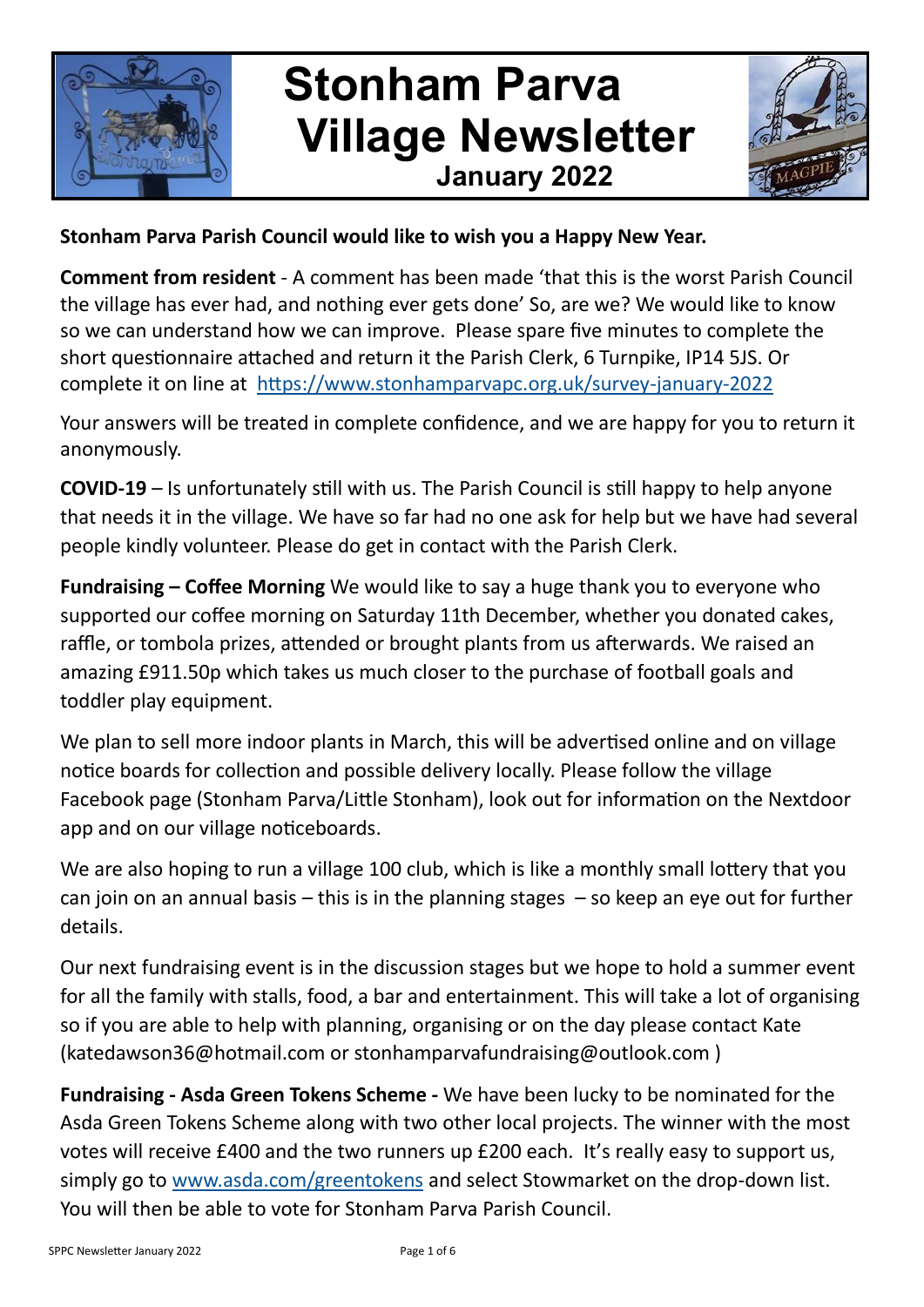# Stonham Parva Village Newsletter

## January 2022

**Stonham Parva Parish Council would like to wish you a Happy New Year.**

**Comment from resident** - A comment has been made 'that this is the worst Parish Council the village has ever had, and nothing ever gets done' So, are we? We would like to know so we can understand how we can improve. Please spare five minutes to complete the short questionnaire attached and return it the Parish Clerk, 6 Turnpike, IP14 5JS. Or complete it on line at https://www.stonhamparvapc.org.uk/survey-january-2022

Your answers will be treated in complete confidence, and we are happy for you to return it anonymously.

**COVID-19** – Is unfortunately still with us. The Parish Council is still happy to help anyone that needs it in the village. We have so far had no one ask for help but we have had several people kindly volunteer. Please do get in contact with the Parish Clerk.

**Fundraising – Coffee Morning** We would like to say a huge thank you to everyone who supported our coffee morning on Saturday 11th December, whether you donated cakes, raffle, or tombola prizes, attended or brought plants from us afterwards. We raised an amazing £911.50p which takes us much closer to the purchase of football goals and toddler play equipment.

We plan to sell more indoor plants in March, this will be advertised online and on village notice boards for collection and possible delivery locally. Please follow the village Facebook page (Stonham Parva/Little Stonham), look out for information on the Nextdoor app and on our village noticeboards.

We are also hoping to run a village 100 club, which is like a monthly small lottery that you can join on an annual basis – this is in the planning stages – so keep an eye out for further details.

Our next fundraising event is in the discussion stages but we hope to hold a summer event for all the family with stalls, food, a bar and entertainment. This will take a lot of organising so if you are able to help with planning, organising or on the day please contact Kate (katedawson36@hotmail.com or stonhamparvafundraising@outlook.com )

**Fundraising - Asda Green Tokens Scheme -** We have been lucky to be nominated for the Asda Green Tokens Scheme along with two other local projects. The winner with the most votes will receive £400 and the two runners up £200 each. It's really easy to support us, simply go to www.asda.com/greentokens and select Stowmarket on the drop-down list. You will then be able to vote for Stonham Parva Parish Council.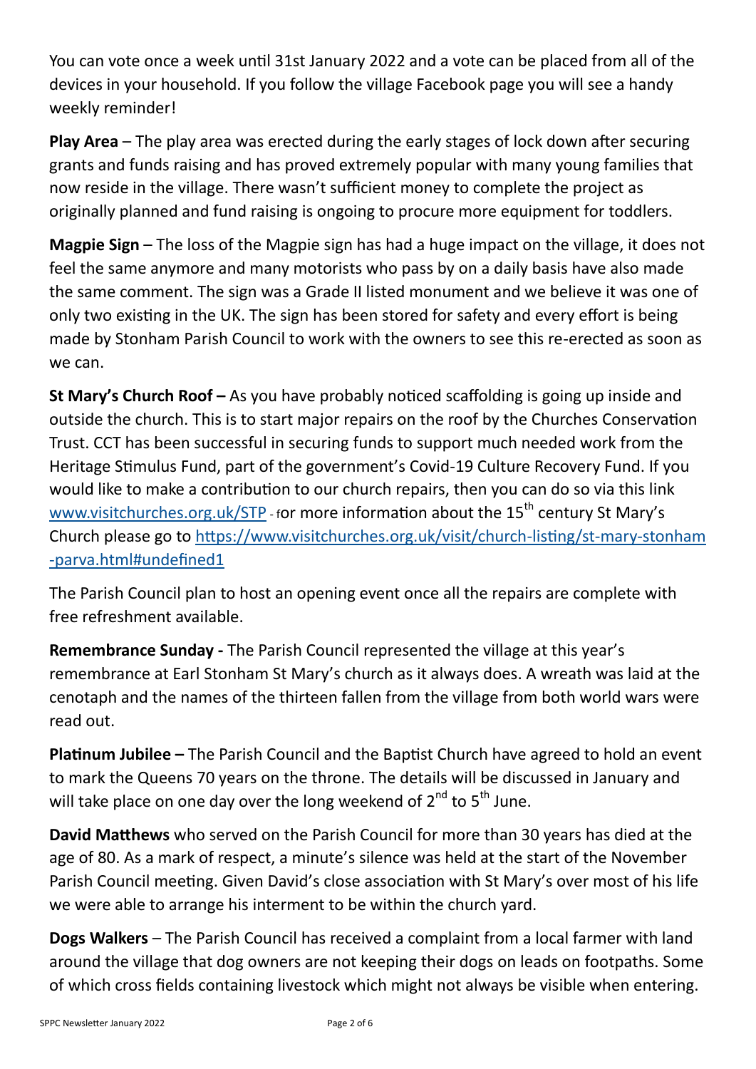You can vote once a week until 31st January 2022 and a vote can be placed from all of the devices in your household. If you follow the village Facebook page you will see a handy weekly reminder!

**Play Area** – The play area was erected during the early stages of lock down after securing grants and funds raising and has proved extremely popular with many young families that now reside in the village. There wasn't sufficient money to complete the project as originally planned and fund raising is ongoing to procure more equipment for toddlers.

**Magpie Sign** – The loss of the Magpie sign has had a huge impact on the village, it does not feel the same anymore and many motorists who pass by on a daily basis have also made the same comment. The sign was a Grade II listed monument and we believe it was one of only two existing in the UK. The sign has been stored for safety and every effort is being made by Stonham Parish Council to work with the owners to see this re-erected as soon as we can.

**St Mary's Church Roof –** As you have probably noticed scaffolding is going up inside and outside the church. This is to start major repairs on the roof by the Churches Conservation Trust. CCT has been successful in securing funds to support much needed work from the Heritage Stimulus Fund, part of the government's Covid-19 Culture Recovery Fund. If you would like to make a contribution to our church repairs, then you can do so via this link [www.visitchurches.org.uk/STP](http://www.visitchurches.org.uk/STP) - for more information about the 15th century St Mary's Church please go to [https://www.visitchurches.org.uk/visit/church-listing/st-mary-stonham-parva.html#undefined1](https://www.visitchurches.org.uk/visit/church-listing/st-mary-stonham-parva.html#undefined1)

The Parish Council plan to host an opening event once all the repairs are complete with free refreshment available.

**Remembrance Sunday -** The Parish Council represented the village at this year's remembrance at Earl Stonham St Mary's church as it always does. A wreath was laid at the cenotaph and the names of the thirteen fallen from the village from both world wars were read out.

**Platinum Jubilee –** The Parish Council and the Baptist Church have agreed to hold an event to mark the Queens 70 years on the throne. The details will be discussed in January and will take place on one day over the long weekend of 2nd to 5th June.

**David Matthews** who served on the Parish Council for more than 30 years has died at the age of 80. As a mark of respect, a minute's silence was held at the start of the November Parish Council meeting. Given David's close association with St Mary's over most of his life we were able to arrange his interment to be within the church yard.

**Dogs Walkers** – The Parish Council has received a complaint from a local farmer with land around the village that dog owners are not keeping their dogs on leads on footpaths. Some of which cross fields containing livestock which might not always be visible when entering.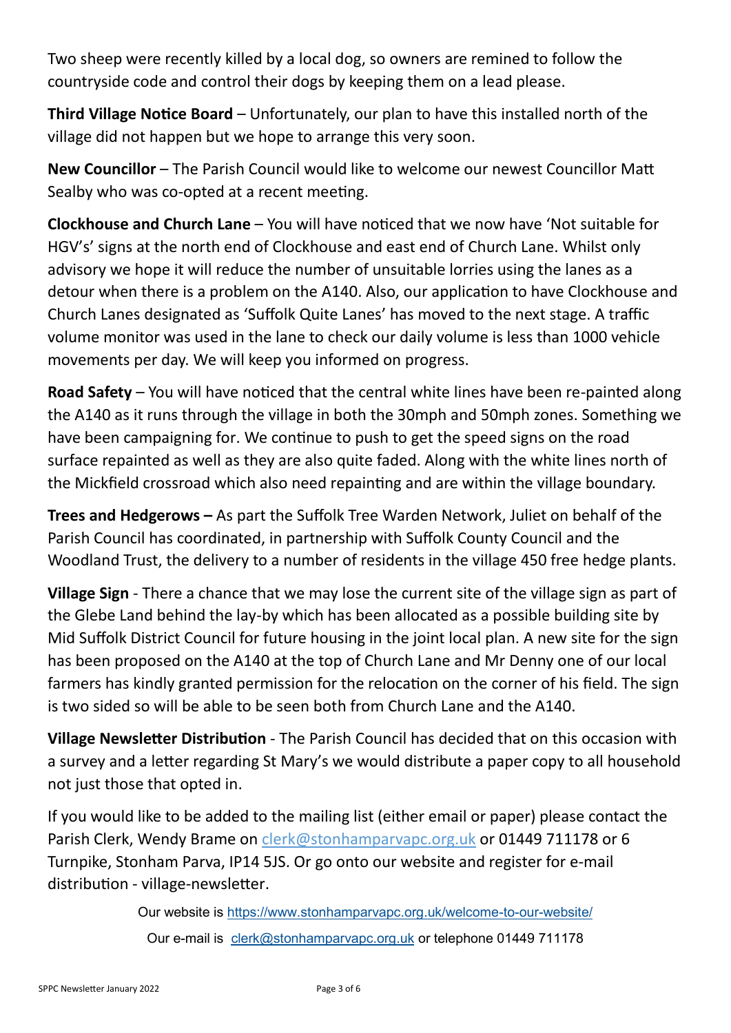Two sheep were recently killed by a local dog, so owners are remined to follow the countryside code and control their dogs by keeping them on a lead please.

**Third Village Notice Board** – Unfortunately, our plan to have this installed north of the village did not happen but we hope to arrange this very soon.

**New Councillor** – The Parish Council would like to welcome our newest Councillor Matt Sealby who was co-opted at a recent meeting.

**Clockhouse and Church Lane** – You will have noticed that we now have 'Not suitable for HGV's' signs at the north end of Clockhouse and east end of Church Lane. Whilst only advisory we hope it will reduce the number of unsuitable lorries using the lanes as a detour when there is a problem on the A140. Also, our application to have Clockhouse and Church Lanes designated as 'Suffolk Quite Lanes' has moved to the next stage. A traffic volume monitor was used in the lane to check our daily volume is less than 1000 vehicle movements per day. We will keep you informed on progress.

**Road Safety** – You will have noticed that the central white lines have been re-painted along the A140 as it runs through the village in both the 30mph and 50mph zones. Something we have been campaigning for. We continue to push to get the speed signs on the road surface repainted as well as they are also quite faded. Along with the white lines north of the Mickfield crossroad which also need repainting and are within the village boundary.

**Trees and Hedgerows –** As part the Suffolk Tree Warden Network, Juliet on behalf of the Parish Council has coordinated, in partnership with Suffolk County Council and the Woodland Trust, the delivery to a number of residents in the village 450 free hedge plants.

**Village Sign** - There a chance that we may lose the current site of the village sign as part of the Glebe Land behind the lay-by which has been allocated as a possible building site by Mid Suffolk District Council for future housing in the joint local plan. A new site for the sign has been proposed on the A140 at the top of Church Lane and Mr Denny one of our local farmers has kindly granted permission for the relocation on the corner of his field. The sign is two sided so will be able to be seen both from Church Lane and the A140.

**Village Newsletter Distribution** - The Parish Council has decided that on this occasion with a survey and a letter regarding St Mary's we would distribute a paper copy to all household not just those that opted in.

If you would like to be added to the mailing list (either email or paper) please contact the Parish Clerk, Wendy Brame on clerk@stonhamparvapc.org.uk or 01449 711178 or 6 Turnpike, Stonham Parva, IP14 5JS. Or go onto our website and register for e-mail distribution - village-newsletter.

Our website is https://www.stonhamparvapc.org.uk/welcome-to-our-website/

Our e-mail is clerk@stonhamparvapc.org.uk or telephone 01449 711178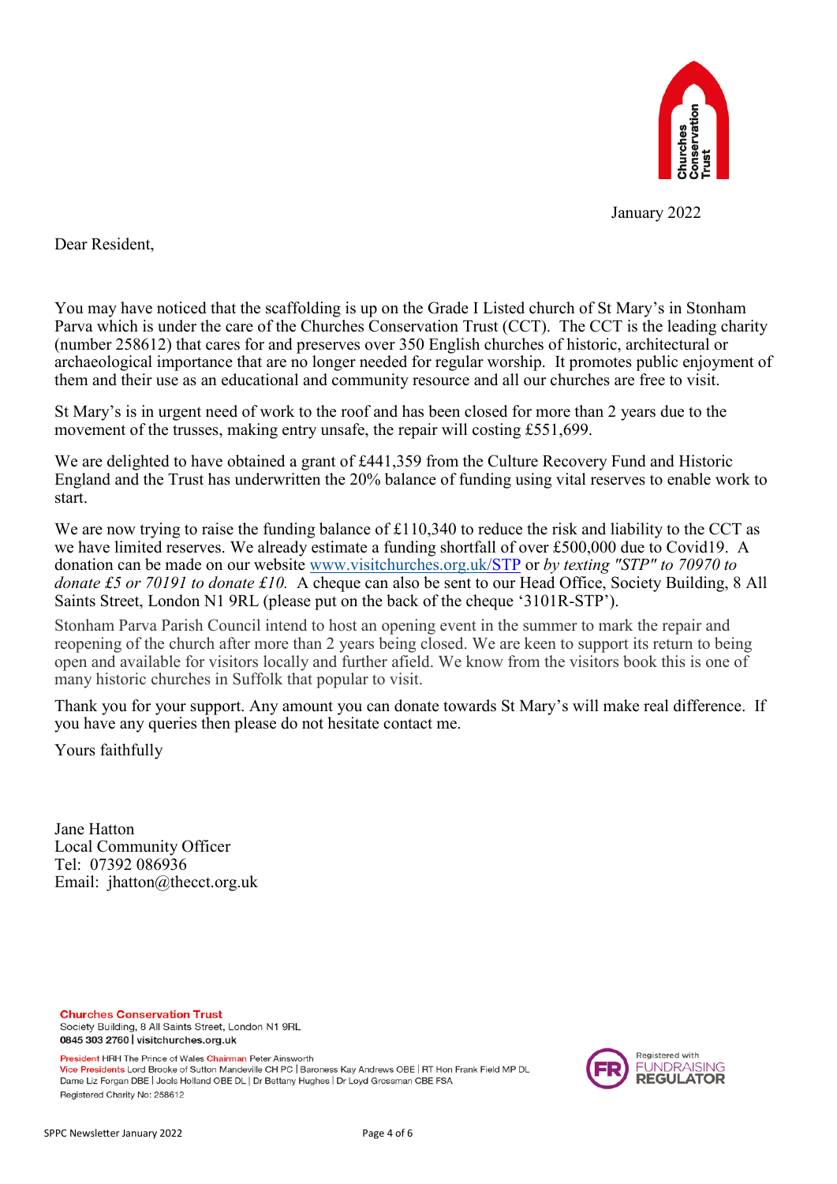Churches Conservation Trust

January 2022

Dear Resident,

You may have noticed that the scaffolding is up on the Grade I Listed church of St Mary's in Stonham Parva which is under the care of the Churches Conservation Trust (CCT). The CCT is the leading charity (number 258612) that cares for and preserves over 350 English churches of historic, architectural or archaeological importance that are no longer needed for regular worship. It promotes public enjoyment of them and their use as an educational and community resource and all our churches are free to visit.

St Mary's is in urgent need of work to the roof and has been closed for more than 2 years due to the movement of the trusses, making entry unsafe, the repair will costing £551,699.

We are delighted to have obtained a grant of £441,359 from the Culture Recovery Fund and Historic England and the Trust has underwritten the 20% balance of funding using vital reserves to enable work to start.

We are now trying to raise the funding balance of £110,340 to reduce the risk and liability to the CCT as we have limited reserves. We already estimate a funding shortfall of over £500,000 due to Covid19. A donation can be made on our website www.visitchurches.org.uk/STP or *by texting "STP" to 70970 to donate £5 or 70191 to donate £10.* A cheque can also be sent to our Head Office, Society Building, 8 All Saints Street, London N1 9RL (please put on the back of the cheque '3101R-STP').

Stonham Parva Parish Council intend to host an opening event in the summer to mark the repair and reopening of the church after more than 2 years being closed. We are keen to support its return to being open and available for visitors locally and further afield. We know from the visitors book this is one of many historic churches in Suffolk that popular to visit.

Thank you for your support. Any amount you can donate towards St Mary's will make real difference. If you have any queries then please do not hesitate contact me.

Yours faithfully

Jane Hatton
Local Community Officer
Tel: 07392 086936
Email: jhatton@thecct.org.uk

**Churches Conservation Trust**
Society Building, 8 All Saints Street, London N1 9RL
**0845 303 2760 | visitchurches.org.uk**

President HRH The Prince of Wales Chairman Peter Ainsworth
Vice Presidents Lord Brooke of Sutton Mandeville CH PC | Baroness Kay Andrews OBE | RT Hon Frank Field MP DL
Dame Liz Forgan DBE | Jools Holland OBE DL | Dr Bettany Hughes | Dr Loyd Grossman CBE FSA
Registered Charity No: 258612

Registered with FUNDRAISING REGULATOR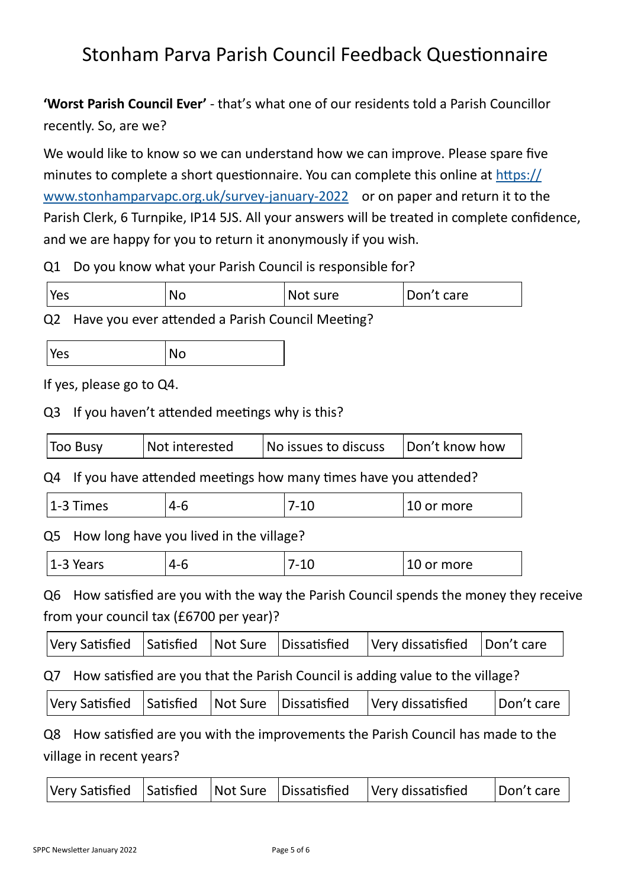# Stonham Parva Parish Council Feedback Questionnaire

**'Worst Parish Council Ever'** - that's what one of our residents told a Parish Councillor recently. So, are we?

We would like to know so we can understand how we can improve. Please spare five minutes to complete a short questionnaire. You can complete this online at https://www.stonhamparvapc.org.uk/survey-january-2022 or on paper and return it to the Parish Clerk, 6 Turnpike, IP14 5JS. All your answers will be treated in complete confidence, and we are happy for you to return it anonymously if you wish.

Q1 Do you know what your Parish Council is responsible for?

| Yes | No | Not sure | Don't care |
|---|---|---|---|

Q2 Have you ever attended a Parish Council Meeting?

| Yes | No |
|---|---|

If yes, please go to Q4.

Q3 If you haven't attended meetings why is this?

| Too Busy | Not interested | No issues to discuss | Don't know how |
|---|---|---|---|

Q4 If you have attended meetings how many times have you attended?

| 1-3 Times | 4-6 | 7-10 | 10 or more |
|---|---|---|---|

Q5 How long have you lived in the village?

| 1-3 Years | 4-6 | 7-10 | 10 or more |
|---|---|---|---|

Q6 How satisfied are you with the way the Parish Council spends the money they receive from your council tax (£6700 per year)?

| Very Satisfied | Satisfied | Not Sure | Dissatisfied | Very dissatisfied | Don't care |
|---|---|---|---|---|---|

Q7 How satisfied are you that the Parish Council is adding value to the village?

| Very Satisfied | Satisfied | Not Sure | Dissatisfied | Very dissatisfied | Don't care |
|---|---|---|---|---|---|

Q8 How satisfied are you with the improvements the Parish Council has made to the village in recent years?

| Very Satisfied | Satisfied | Not Sure | Dissatisfied | Very dissatisfied | Don't care |
|---|---|---|---|---|---|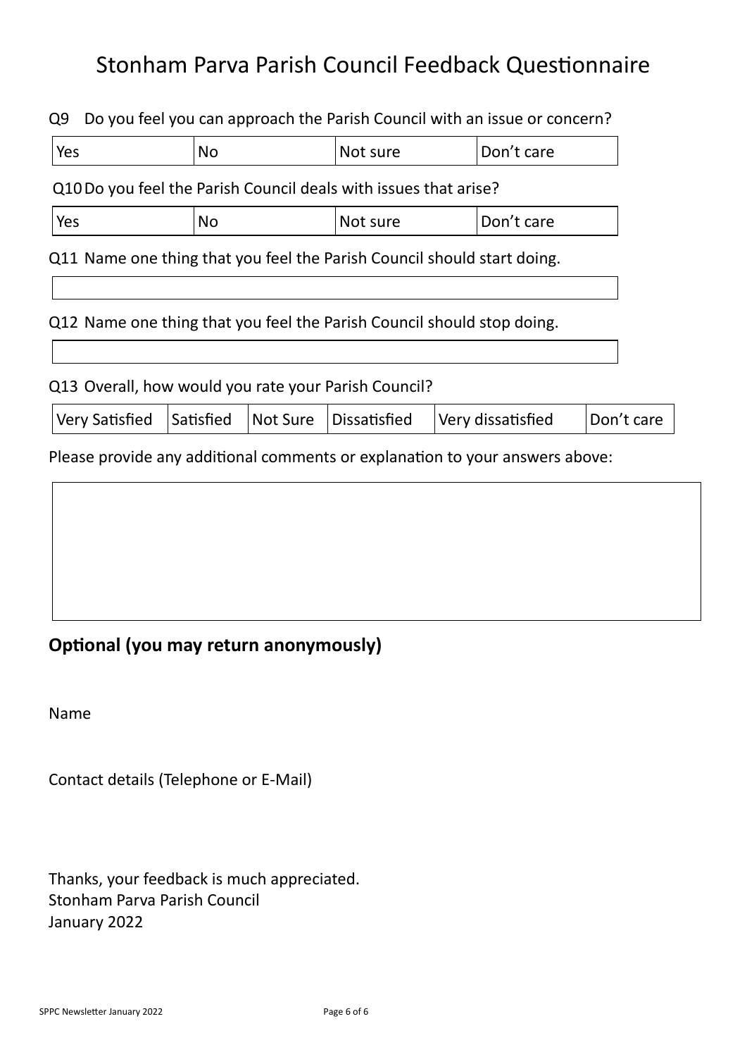# Stonham Parva Parish Council Feedback Questionnaire

Q9 Do you feel you can approach the Parish Council with an issue or concern?

| | | | |
|---|---|---|---|
| Yes | No | Not sure | Don't care |

Q10 Do you feel the Parish Council deals with issues that arise?

| | | | |
|---|---|---|---|
| Yes | No | Not sure | Don't care |

Q11 Name one thing that you feel the Parish Council should start doing.

| |
|---|
| |

Q12 Name one thing that you feel the Parish Council should stop doing.

| |
|---|
| |

Q13 Overall, how would you rate your Parish Council?

| | | | | | |
|---|---|---|---|---|---|
| Very Satisfied | Satisfied | Not Sure | Dissatisfied | Very dissatisfied | Don't care |

Please provide any additional comments or explanation to your answers above:

| |
|---|
| |

## **Optional (you may return anonymously)**

Name

Contact details (Telephone or E-Mail)

Thanks, your feedback is much appreciated.
Stonham Parva Parish Council
January 2022